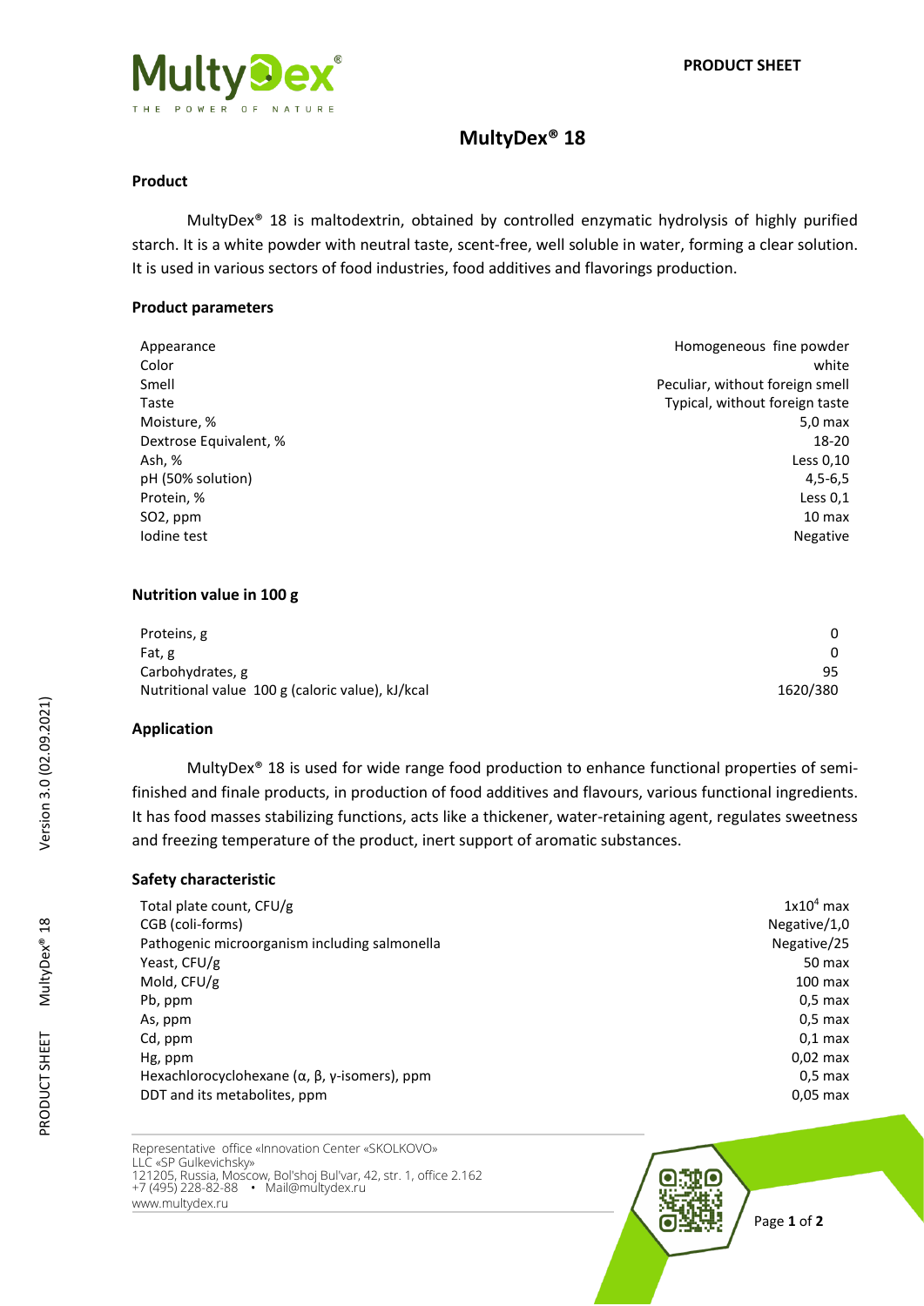# MultyDex® 18

## Product

MultyDex® 18 is maltodextrin, obtained by controlled enzymatic hydrolysis of highly purified starch. It is a white powder with neutral taste, scent-free, well soluble in water, forming a clear solution. It is used in various sectors of food industries, food additives and flavorings production.

## Product parameters

| | |
|---|---|
| Appearance | Homogeneous fine powder |
| Color | white |
| Smell | Peculiar, without foreign smell |
| Taste | Typical, without foreign taste |
| Moisture, % | 5,0 max |
| Dextrose Equivalent, % | 18-20 |
| Ash, % | Less 0,10 |
| pH (50% solution) | 4,5-6,5 |
| Protein, % | Less 0,1 |
| $SO_2$, ppm | 10 max |
| Iodine test | Negative |

## Nutrition value in 100 g

| | |
|---|---|
| Proteins, g | 0 |
| Fat, g | 0 |
| Carbohydrates, g | 95 |
| Nutritional value 100 g (caloric value), kJ/kcal | 1620/380 |

## Application

MultyDex® 18 is used for wide range food production to enhance functional properties of semi-finished and finale products, in production of food additives and flavours, various functional ingredients. It has food masses stabilizing functions, acts like a thickener, water-retaining agent, regulates sweetness and freezing temperature of the product, inert support of aromatic substances.

## Safety characteristic

| | |
|---|---|
| Total plate count, CFU/g | $1x10^4$ max |
| CGB (coli-forms) | Negative/1,0 |
| Pathogenic microorganism including salmonella | Negative/25 |
| Yeast, CFU/g | 50 max |
| Mold, CFU/g | 100 max |
| Pb, ppm | 0,5 max |
| As, ppm | 0,5 max |
| Cd, ppm | 0,1 max |
| Hg, ppm | 0,02 max |
| Hexachlorocyclohexane (α, β, γ-isomers), ppm | 0,5 max |
| DDT and its metabolites, ppm | 0,05 max |

Representative office «Innovation Center «SKOLKOVO»
LLC «SP Gulkevichsky»
121205, Russia, Moscow, Bol'shoj Bul'var, 42, str. 1, office 2.162
+7 (495) 228-82-88 • Mail@multydex.ru
www.multydex.ru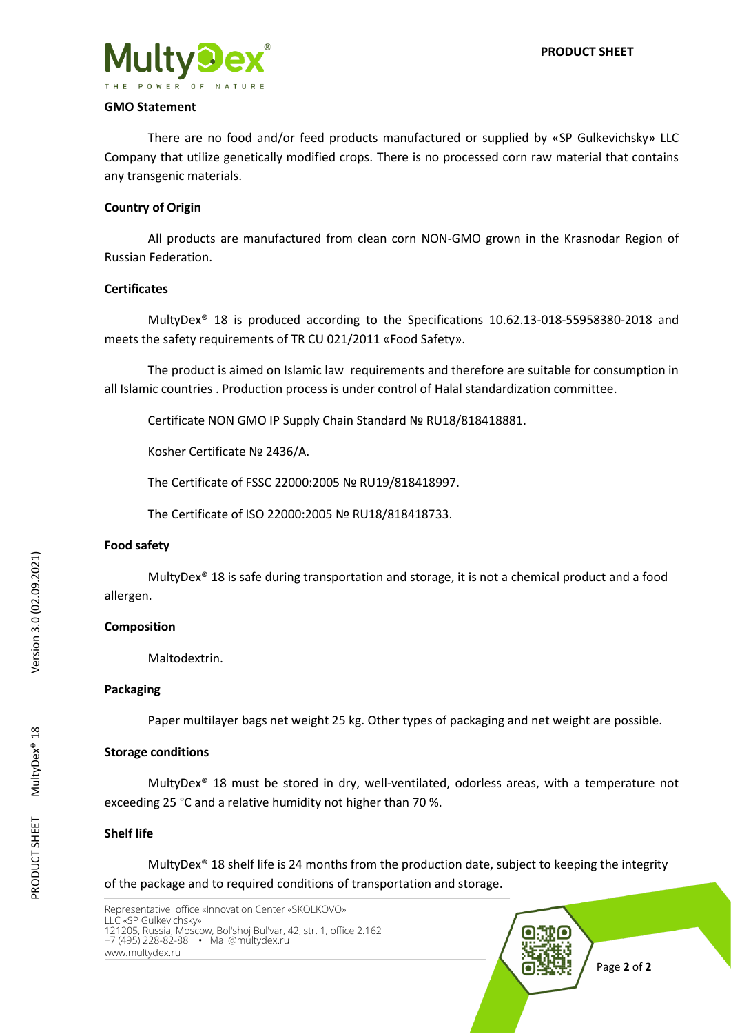## GMO Statement

There are no food and/or feed products manufactured or supplied by «SP Gulkevichsky» LLC Company that utilize genetically modified crops. There is no processed corn raw material that contains any transgenic materials.

## Country of Origin

All products are manufactured from clean corn NON-GMO grown in the Krasnodar Region of Russian Federation.

## Certificates

MultyDex® 18 is produced according to the Specifications 10.62.13-018-55958380-2018 and meets the safety requirements of TR CU 021/2011 «Food Safety».

The product is aimed on Islamic law requirements and therefore are suitable for consumption in all Islamic countries . Production process is under control of Halal standardization committee.

Certificate NON GMO IP Supply Chain Standard № RU18/818418881.

Kosher Certificate № 2436/A.

The Certificate of FSSC 22000:2005 № RU19/818418997.

The Certificate of ISO 22000:2005 № RU18/818418733.

## Food safety

MultyDex® 18 is safe during transportation and storage, it is not a chemical product and a food allergen.

## Composition

Maltodextrin.

## Packaging

Paper multilayer bags net weight 25 kg. Other types of packaging and net weight are possible.

## Storage conditions

MultyDex® 18 must be stored in dry, well-ventilated, odorless areas, with a temperature not exceeding 25 °C and a relative humidity not higher than 70 %.

## Shelf life

MultyDex® 18 shelf life is 24 months from the production date, subject to keeping the integrity of the package and to required conditions of transportation and storage.

Representative office «Innovation Center «SKOLKOVO»
LLC «SP Gulkevichsky»
121205, Russia, Moscow, Bol'shoj Bul'var, 42, str. 1, office 2.162
+7 (495) 228-82-88 • Mail@multydex.ru
www.multydex.ru